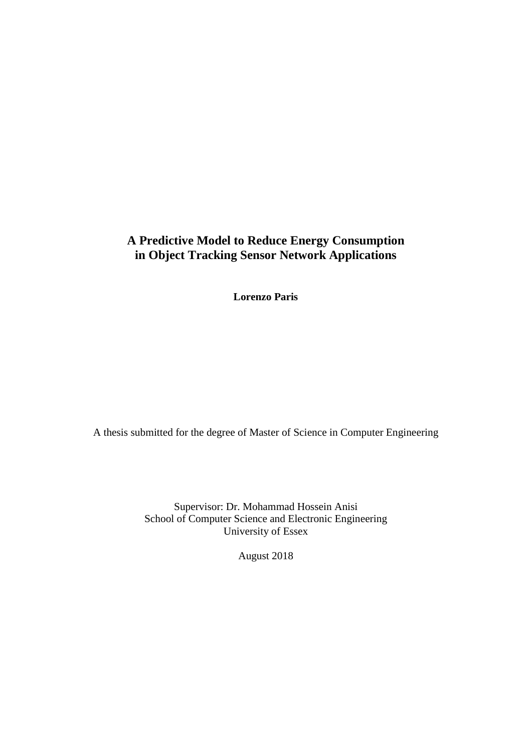# A Predictive Model to Reduce Energy Consumption in Object Tracking Sensor Network Applications

**Lorenzo Paris**

A thesis submitted for the degree of Master of Science in Computer Engineering

Supervisor: Dr. Mohammad Hossein Anisi
School of Computer Science and Electronic Engineering
University of Essex

August 2018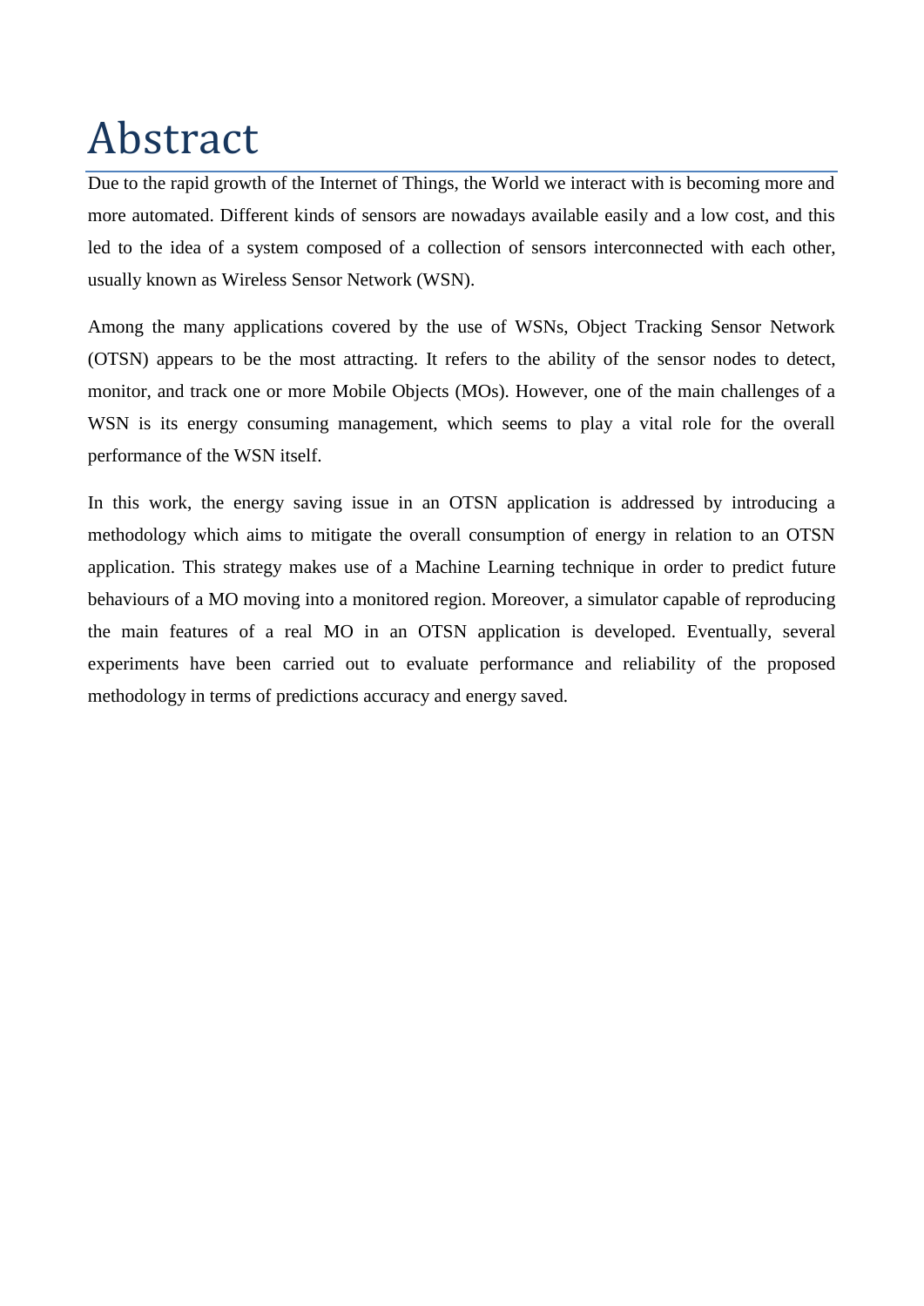# Abstract

Due to the rapid growth of the Internet of Things, the World we interact with is becoming more and more automated. Different kinds of sensors are nowadays available easily and a low cost, and this led to the idea of a system composed of a collection of sensors interconnected with each other, usually known as Wireless Sensor Network (WSN).

Among the many applications covered by the use of WSNs, Object Tracking Sensor Network (OTSN) appears to be the most attracting. It refers to the ability of the sensor nodes to detect, monitor, and track one or more Mobile Objects (MOs). However, one of the main challenges of a WSN is its energy consuming management, which seems to play a vital role for the overall performance of the WSN itself.

In this work, the energy saving issue in an OTSN application is addressed by introducing a methodology which aims to mitigate the overall consumption of energy in relation to an OTSN application. This strategy makes use of a Machine Learning technique in order to predict future behaviours of a MO moving into a monitored region. Moreover, a simulator capable of reproducing the main features of a real MO in an OTSN application is developed. Eventually, several experiments have been carried out to evaluate performance and reliability of the proposed methodology in terms of predictions accuracy and energy saved.